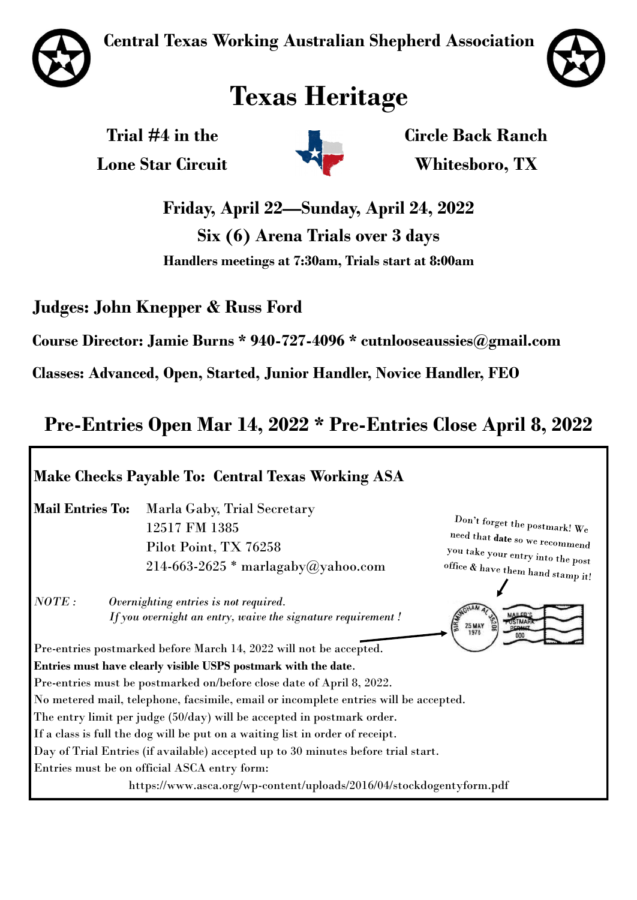**Central Texas Working Australian Shepherd Association**

# Texas Heritage

**Trial #4 in the Lone Star Circuit**

**Circle Back Ranch**
**Whitesboro, TX**

**Friday, April 22—Sunday, April 24, 2022**

**Six (6) Arena Trials over 3 days**

**Handlers meetings at 7:30am, Trials start at 8:00am**

**Judges: John Knepper & Russ Ford**

**Course Director: Jamie Burns * 940-727-4096 * cutnlooseaussies@gmail.com**

**Classes: Advanced, Open, Started, Junior Handler, Novice Handler, FEO**

## Pre-Entries Open Mar 14, 2022 * Pre-Entries Close April 8, 2022

**Make Checks Payable To: Central Texas Working ASA**

**Mail Entries To:** Marla Gaby, Trial Secretary
12517 FM 1385
Pilot Point, TX 76258
214-663-2625 * marlagaby@yahoo.com

Don't forget the postmark! We need that **date** so we recommend you take your entry into the post office & have them hand stamp it!

*NOTE : Overnighting entries is not required.*
*If you overnight an entry, waive the signature requirement !*

Pre-entries postmarked before March 14, 2022 will not be accepted.
**Entries must have clearly visible USPS postmark with the date**.
Pre-entries must be postmarked on/before close date of April 8, 2022.
No metered mail, telephone, facsimile, email or incomplete entries will be accepted.
The entry limit per judge (50/day) will be accepted in postmark order.
If a class is full the dog will be put on a waiting list in order of receipt.
Day of Trial Entries (if available) accepted up to 30 minutes before trial start.
Entries must be on official ASCA entry form:
https://www.asca.org/wp-content/uploads/2016/04/stockdogentyform.pdf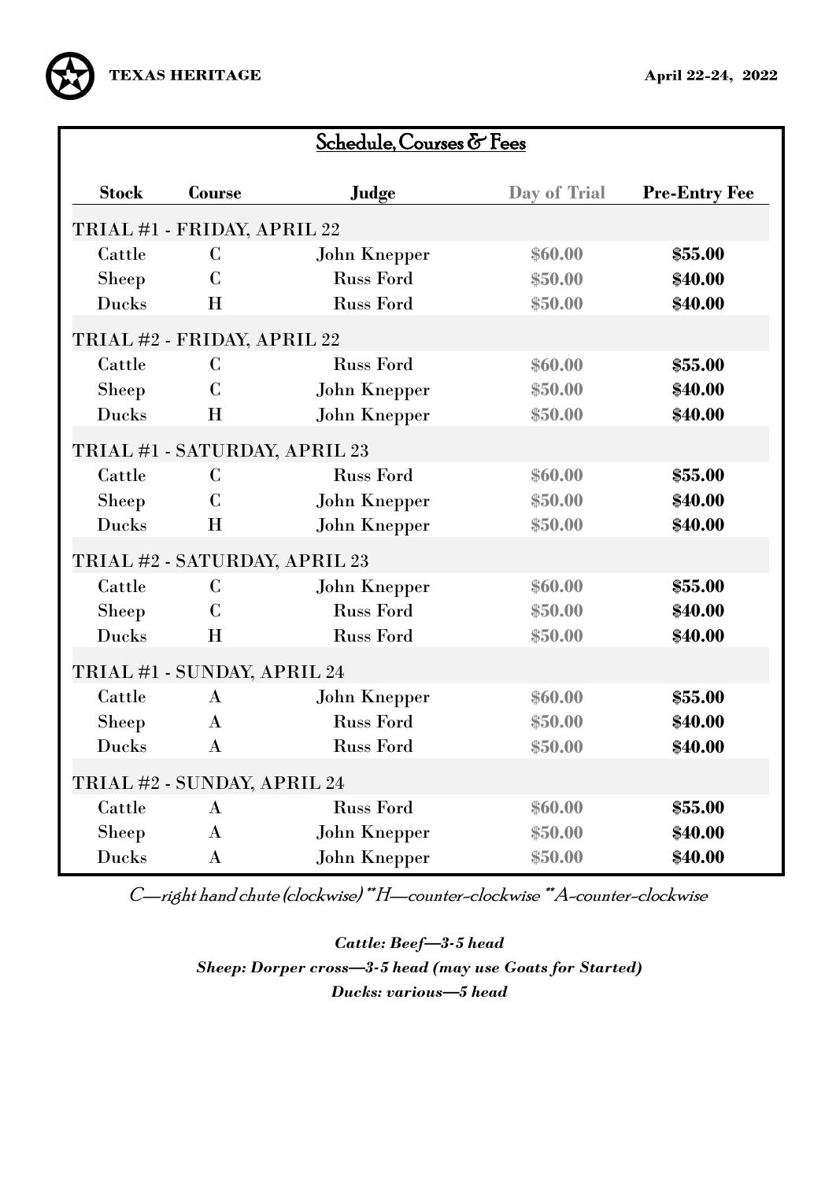## Schedule, Courses & Fees

| Stock | Course | Judge | Day of Trial | Pre-Entry Fee |
|---|---|---|---|---|
| **TRIAL #1 - FRIDAY, APRIL 22** | | | | |
| Cattle | C | John Knepper | $60.00 | **$55.00** |
| Sheep | C | Russ Ford | $50.00 | **$40.00** |
| Ducks | H | Russ Ford | $50.00 | **$40.00** |
| **TRIAL #2 - FRIDAY, APRIL 22** | | | | |
| Cattle | C | Russ Ford | $60.00 | **$55.00** |
| Sheep | C | John Knepper | $50.00 | **$40.00** |
| Ducks | H | John Knepper | $50.00 | **$40.00** |
| **TRIAL #1 - SATURDAY, APRIL 23** | | | | |
| Cattle | C | Russ Ford | $60.00 | **$55.00** |
| Sheep | C | John Knepper | $50.00 | **$40.00** |
| Ducks | H | John Knepper | $50.00 | **$40.00** |
| **TRIAL #2 - SATURDAY, APRIL 23** | | | | |
| Cattle | C | John Knepper | $60.00 | **$55.00** |
| Sheep | C | Russ Ford | $50.00 | **$40.00** |
| Ducks | H | Russ Ford | $50.00 | **$40.00** |
| **TRIAL #1 - SUNDAY, APRIL 24** | | | | |
| Cattle | A | John Knepper | $60.00 | **$55.00** |
| Sheep | A | Russ Ford | $50.00 | **$40.00** |
| Ducks | A | Russ Ford | $50.00 | **$40.00** |
| **TRIAL #2 - SUNDAY, APRIL 24** | | | | |
| Cattle | A | Russ Ford | $60.00 | **$55.00** |
| Sheep | A | John Knepper | $50.00 | **$40.00** |
| Ducks | A | John Knepper | $50.00 | **$40.00** |

*C—right hand chute (clockwise) **H—counter-clockwise **A-counter-clockwise*

***Cattle: Beef—3-5 head***

***Sheep: Dorper cross—3-5 head (may use Goats for Started)***

***Ducks: various—5 head***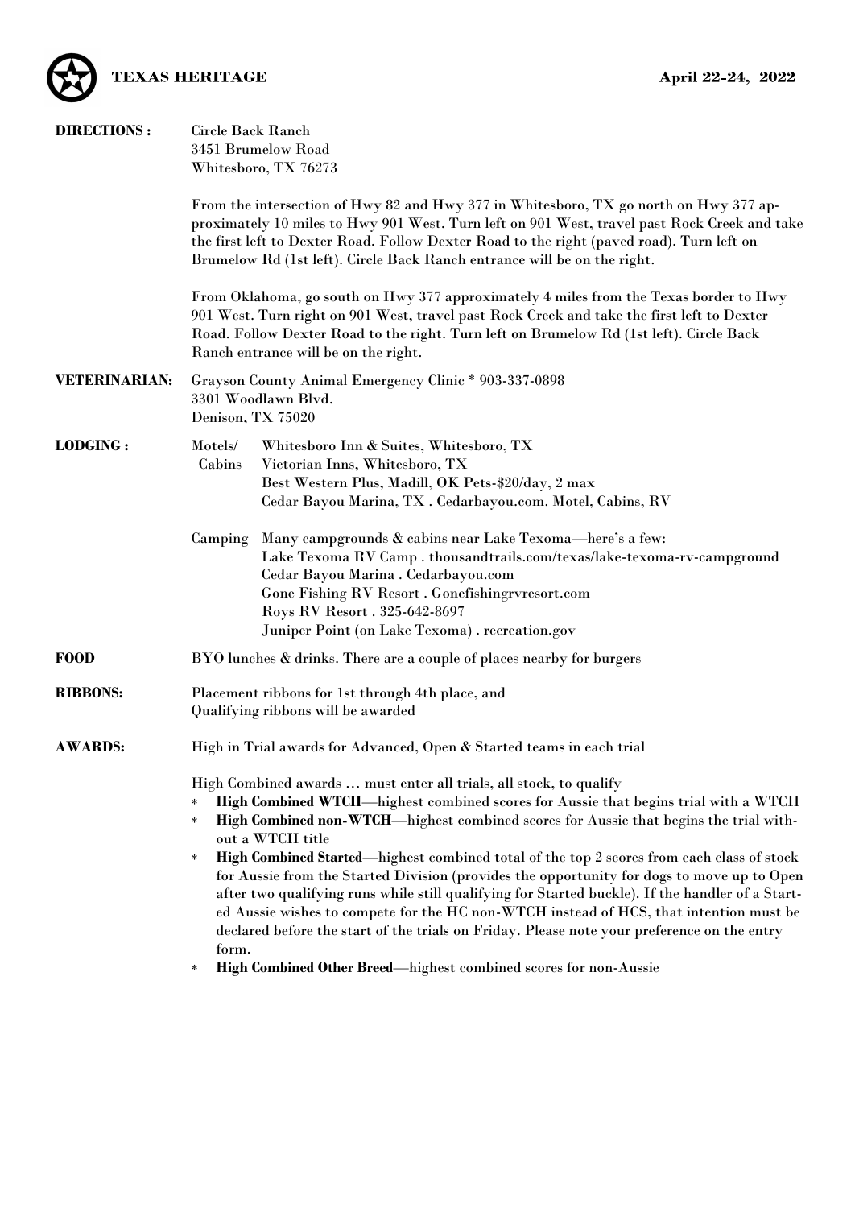**TEXAS HERITAGE** **April 22-24, 2022**

**DIRECTIONS :**

Circle Back Ranch
3451 Brumelow Road
Whitesboro, TX 76273

From the intersection of Hwy 82 and Hwy 377 in Whitesboro, TX go north on Hwy 377 approximately 10 miles to Hwy 901 West. Turn left on 901 West, travel past Rock Creek and take the first left to Dexter Road. Follow Dexter Road to the right (paved road). Turn left on Brumelow Rd (1st left). Circle Back Ranch entrance will be on the right.

From Oklahoma, go south on Hwy 377 approximately 4 miles from the Texas border to Hwy 901 West. Turn right on 901 West, travel past Rock Creek and take the first left to Dexter Road. Follow Dexter Road to the right. Turn left on Brumelow Rd (1st left). Circle Back Ranch entrance will be on the right.

**VETERINARIAN:**

Grayson County Animal Emergency Clinic * 903-337-0898
3301 Woodlawn Blvd.
Denison, TX 75020

**LODGING :**

Motels/ Cabins
- Whitesboro Inn & Suites, Whitesboro, TX
- Victorian Inns, Whitesboro, TX
- Best Western Plus, Madill, OK Pets-$20/day, 2 max
- Cedar Bayou Marina, TX . Cedarbayou.com. Motel, Cabins, RV

Camping
Many campgrounds & cabins near Lake Texoma—here's a few:
- Lake Texoma RV Camp . thousandtrails.com/texas/lake-texoma-rv-campground
- Cedar Bayou Marina . Cedarbayou.com
- Gone Fishing RV Resort . Gonefishingrvresort.com
- Roys RV Resort . 325-642-8697
- Juniper Point (on Lake Texoma) . recreation.gov

**FOOD**

BYO lunches & drinks. There are a couple of places nearby for burgers

**RIBBONS:**

Placement ribbons for 1st through 4th place, and
Qualifying ribbons will be awarded

**AWARDS:**

High in Trial awards for Advanced, Open & Started teams in each trial

High Combined awards … must enter all trials, all stock, to qualify

- **High Combined WTCH**—highest combined scores for Aussie that begins trial with a WTCH
- **High Combined non-WTCH**—highest combined scores for Aussie that begins the trial without a WTCH title
- **High Combined Started**—highest combined total of the top 2 scores from each class of stock for Aussie from the Started Division (provides the opportunity for dogs to move up to Open after two qualifying runs while still qualifying for Started buckle). If the handler of a Started Aussie wishes to compete for the HC non-WTCH instead of HCS, that intention must be declared before the start of the trials on Friday. Please note your preference on the entry form.
- **High Combined Other Breed**—highest combined scores for non-Aussie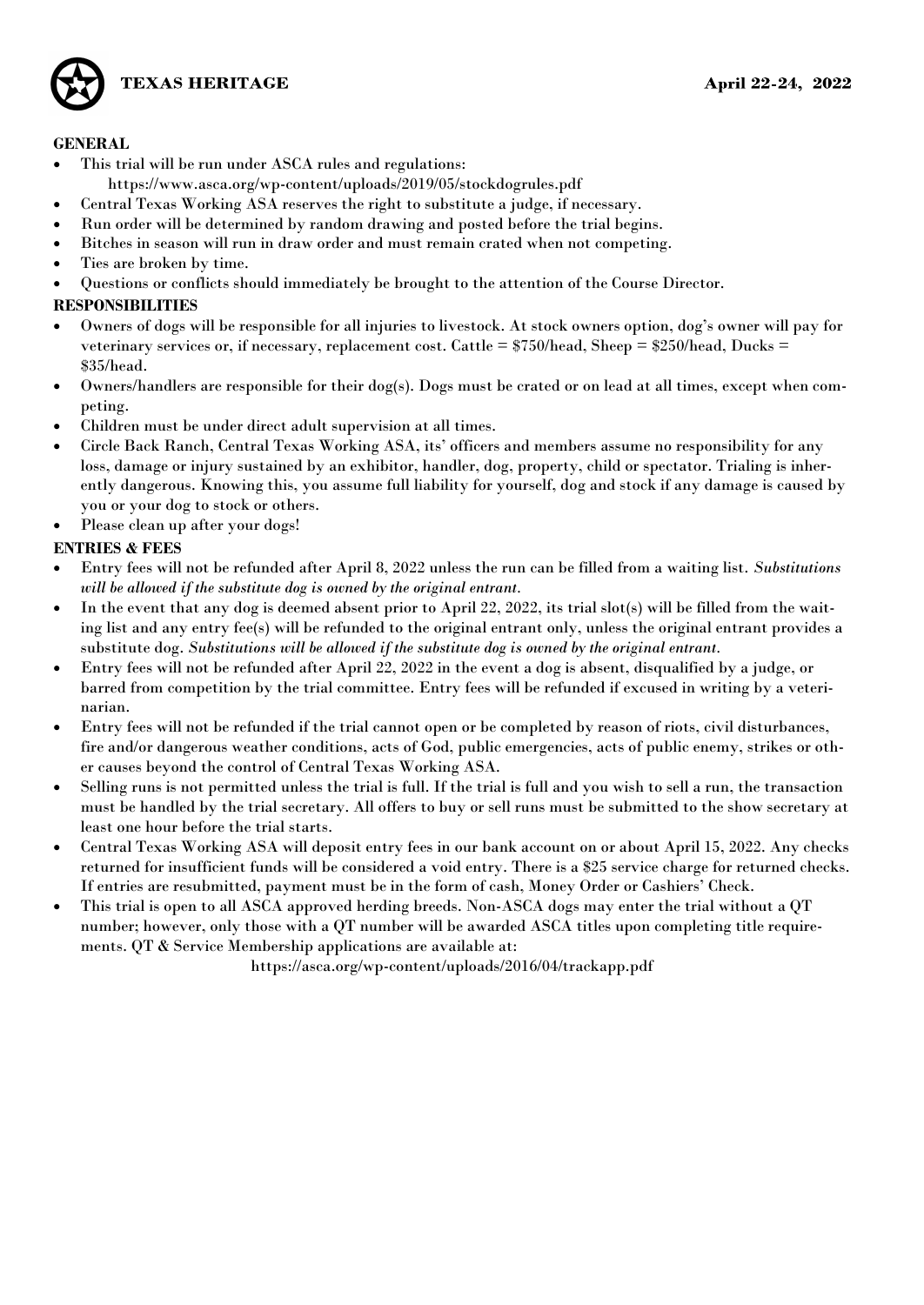**TEXAS HERITAGE** **April 22-24, 2022**

**GENERAL**

- This trial will be run under ASCA rules and regulations:
  https://www.asca.org/wp-content/uploads/2019/05/stockdogrules.pdf
- Central Texas Working ASA reserves the right to substitute a judge, if necessary.
- Run order will be determined by random drawing and posted before the trial begins.
- Bitches in season will run in draw order and must remain crated when not competing.
- Ties are broken by time.
- Questions or conflicts should immediately be brought to the attention of the Course Director.

**RESPONSIBILITIES**

- Owners of dogs will be responsible for all injuries to livestock. At stock owners option, dog's owner will pay for veterinary services or, if necessary, replacement cost. Cattle = $750/head, Sheep = $250/head, Ducks = $35/head.
- Owners/handlers are responsible for their dog(s). Dogs must be crated or on lead at all times, except when competing.
- Children must be under direct adult supervision at all times.
- Circle Back Ranch, Central Texas Working ASA, its' officers and members assume no responsibility for any loss, damage or injury sustained by an exhibitor, handler, dog, property, child or spectator. Trialing is inherently dangerous. Knowing this, you assume full liability for yourself, dog and stock if any damage is caused by you or your dog to stock or others.
- Please clean up after your dogs!

**ENTRIES & FEES**

- Entry fees will not be refunded after April 8, 2022 unless the run can be filled from a waiting list. *Substitutions will be allowed if the substitute dog is owned by the original entrant.*
- In the event that any dog is deemed absent prior to April 22, 2022, its trial slot(s) will be filled from the waiting list and any entry fee(s) will be refunded to the original entrant only, unless the original entrant provides a substitute dog. *Substitutions will be allowed if the substitute dog is owned by the original entrant.*
- Entry fees will not be refunded after April 22, 2022 in the event a dog is absent, disqualified by a judge, or barred from competition by the trial committee. Entry fees will be refunded if excused in writing by a veterinarian.
- Entry fees will not be refunded if the trial cannot open or be completed by reason of riots, civil disturbances, fire and/or dangerous weather conditions, acts of God, public emergencies, acts of public enemy, strikes or other causes beyond the control of Central Texas Working ASA.
- Selling runs is not permitted unless the trial is full. If the trial is full and you wish to sell a run, the transaction must be handled by the trial secretary. All offers to buy or sell runs must be submitted to the show secretary at least one hour before the trial starts.
- Central Texas Working ASA will deposit entry fees in our bank account on or about April 15, 2022. Any checks returned for insufficient funds will be considered a void entry. There is a $25 service charge for returned checks. If entries are resubmitted, payment must be in the form of cash, Money Order or Cashiers' Check.
- This trial is open to all ASCA approved herding breeds. Non-ASCA dogs may enter the trial without a QT number; however, only those with a QT number will be awarded ASCA titles upon completing title requirements. QT & Service Membership applications are available at:
  https://asca.org/wp-content/uploads/2016/04/trackapp.pdf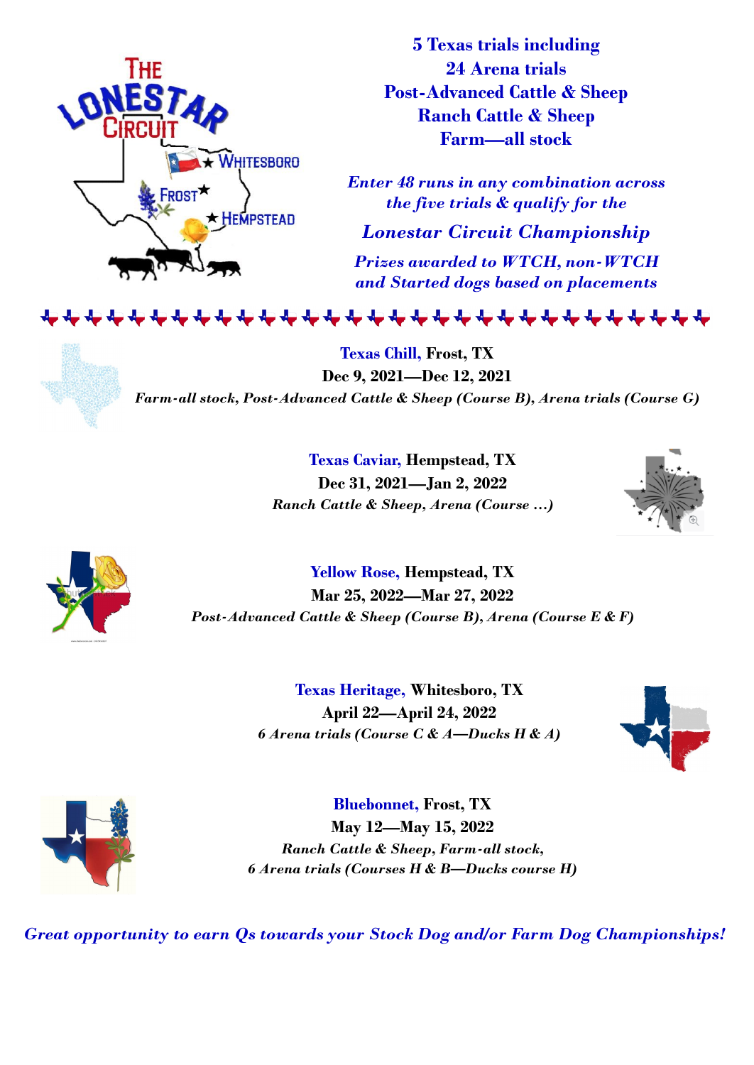# The Lonestar Circuit

Whitesboro
Frost
Hempstead

**5 Texas trials including**
**24 Arena trials**
**Post-Advanced Cattle & Sheep**
**Ranch Cattle & Sheep**
**Farm—all stock**

***Enter 48 runs in any combination across the five trials & qualify for the***

## *Lonestar Circuit Championship*

***Prizes awarded to WTCH, non-WTCH and Started dogs based on placements***

---

**Texas Chill,** **Frost, TX**
**Dec 9, 2021—Dec 12, 2021**
***Farm-all stock, Post-Advanced Cattle & Sheep (Course B), Arena trials (Course G)***

**Texas Caviar,** **Hempstead, TX**
**Dec 31, 2021—Jan 2, 2022**
***Ranch Cattle & Sheep, Arena (Course …)***

**Yellow Rose,** **Hempstead, TX**
**Mar 25, 2022—Mar 27, 2022**
***Post-Advanced Cattle & Sheep (Course B), Arena (Course E & F)***

**Texas Heritage,** **Whitesboro, TX**
**April 22—April 24, 2022**
***6 Arena trials (Course C & A—Ducks H & A)***

**Bluebonnet,** **Frost, TX**
**May 12—May 15, 2022**
***Ranch Cattle & Sheep, Farm-all stock,***
***6 Arena trials (Courses H & B—Ducks course H)***

***Great opportunity to earn Qs towards your Stock Dog and/or Farm Dog Championships!***